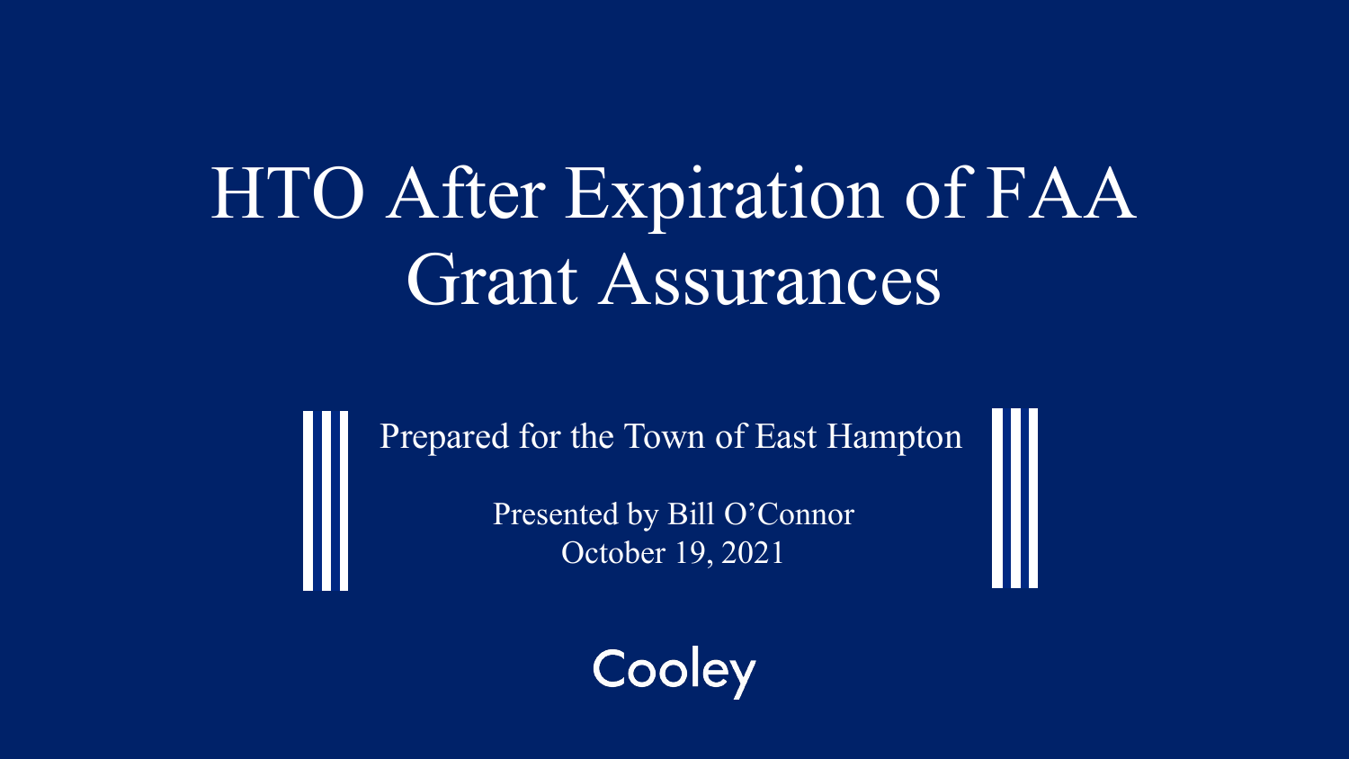# HTO After Expiration of FAA Grant Assurances

Prepared for the Town of East Hampton

Presented by Bill O'Connor
October 19, 2021

Cooley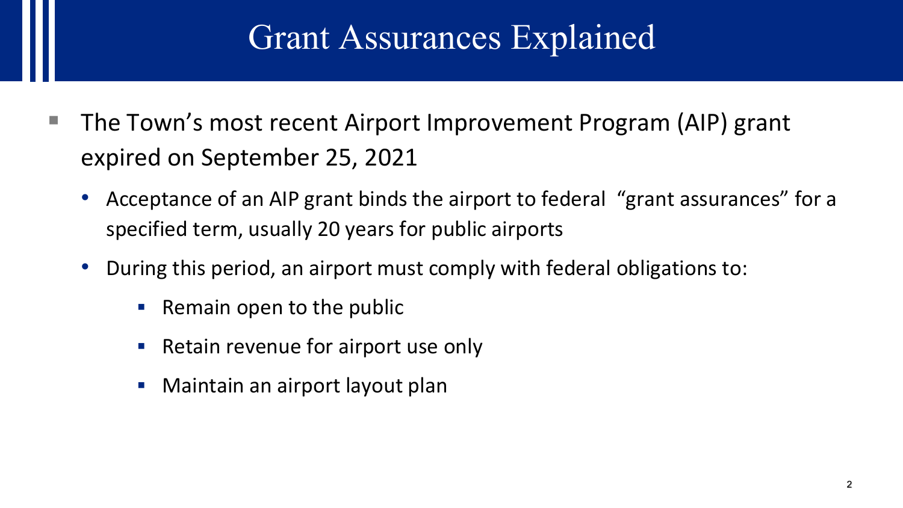# Grant Assurances Explained

- The Town's most recent Airport Improvement Program (AIP) grant expired on September 25, 2021
  - Acceptance of an AIP grant binds the airport to federal "grant assurances" for a specified term, usually 20 years for public airports
  - During this period, an airport must comply with federal obligations to:
    - Remain open to the public
    - Retain revenue for airport use only
    - Maintain an airport layout plan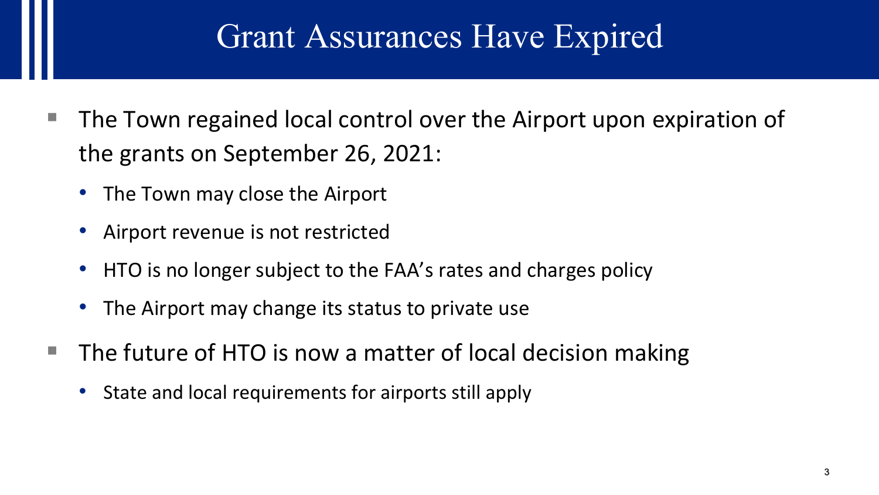# Grant Assurances Have Expired

- The Town regained local control over the Airport upon expiration of the grants on September 26, 2021:
  - The Town may close the Airport
  - Airport revenue is not restricted
  - HTO is no longer subject to the FAA's rates and charges policy
  - The Airport may change its status to private use
- The future of HTO is now a matter of local decision making
  - State and local requirements for airports still apply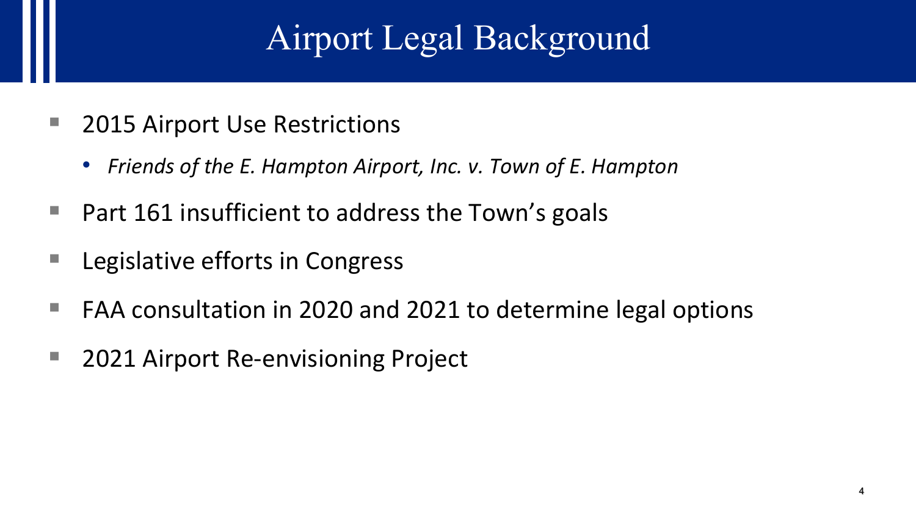# Airport Legal Background

- 2015 Airport Use Restrictions
  - *Friends of the E. Hampton Airport, Inc. v. Town of E. Hampton*
- Part 161 insufficient to address the Town's goals
- Legislative efforts in Congress
- FAA consultation in 2020 and 2021 to determine legal options
- 2021 Airport Re-envisioning Project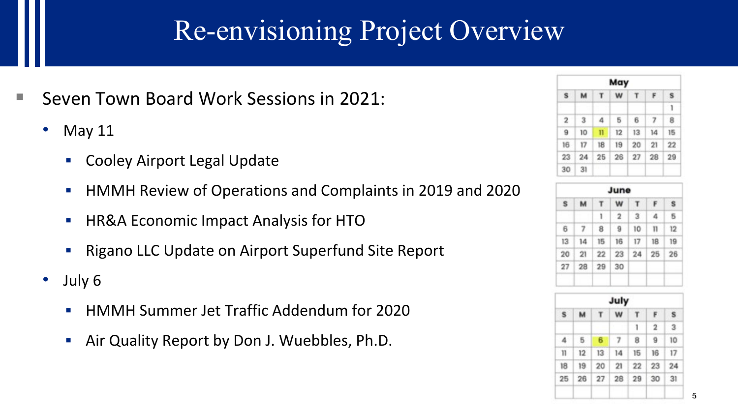# Re-envisioning Project Overview

- Seven Town Board Work Sessions in 2021:
  - May 11
    - Cooley Airport Legal Update
    - HMMH Review of Operations and Complaints in 2019 and 2020
    - HR&A Economic Impact Analysis for HTO
    - Rigano LLC Update on Airport Superfund Site Report
  - July 6
    - HMMH Summer Jet Traffic Addendum for 2020
    - Air Quality Report by Don J. Wuebbles, Ph.D.

**May**

| S | M | T | W | T | F | S |
|---|---|---|---|---|---|---|
| | | | | | | 1 |
| 2 | 3 | 4 | 5 | 6 | 7 | 8 |
| 9 | 10 | 11 | 12 | 13 | 14 | 15 |
| 16 | 17 | 18 | 19 | 20 | 21 | 22 |
| 23 | 24 | 25 | 26 | 27 | 28 | 29 |
| 30 | 31 | | | | | |

**June**

| S | M | T | W | T | F | S |
|---|---|---|---|---|---|---|
| | | 1 | 2 | 3 | 4 | 5 |
| 6 | 7 | 8 | 9 | 10 | 11 | 12 |
| 13 | 14 | 15 | 16 | 17 | 18 | 19 |
| 20 | 21 | 22 | 23 | 24 | 25 | 26 |
| 27 | 28 | 29 | 30 | | | |

**July**

| S | M | T | W | T | F | S |
|---|---|---|---|---|---|---|
| | | | | 1 | 2 | 3 |
| 4 | 5 | 6 | 7 | 8 | 9 | 10 |
| 11 | 12 | 13 | 14 | 15 | 16 | 17 |
| 18 | 19 | 20 | 21 | 22 | 23 | 24 |
| 25 | 26 | 27 | 28 | 29 | 30 | 31 |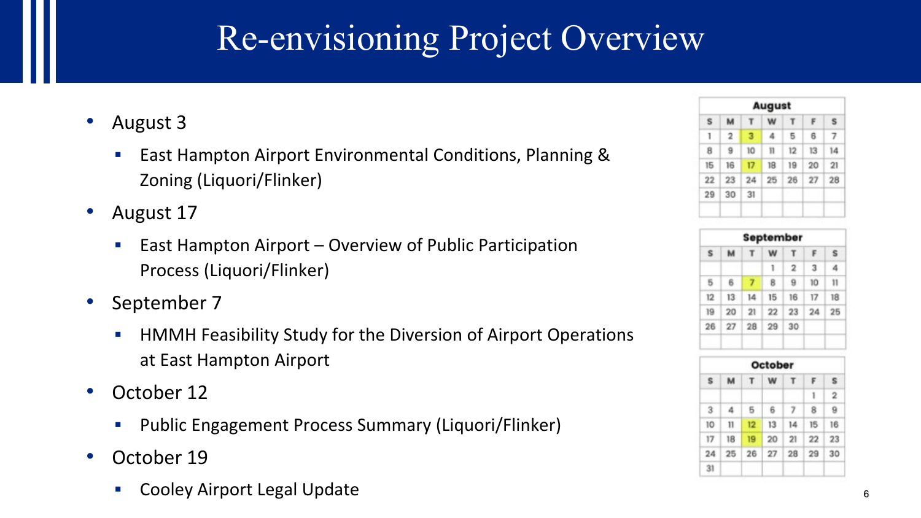# Re-envisioning Project Overview

- August 3
  - East Hampton Airport Environmental Conditions, Planning & Zoning (Liquori/Flinker)
- August 17
  - East Hampton Airport – Overview of Public Participation Process (Liquori/Flinker)
- September 7
  - HMMH Feasibility Study for the Diversion of Airport Operations at East Hampton Airport
- October 12
  - Public Engagement Process Summary (Liquori/Flinker)
- October 19
  - Cooley Airport Legal Update

**August**

| S | M | T | W | T | F | S |
|---|---|---|---|---|---|---|
| 1 | 2 | 3 | 4 | 5 | 6 | 7 |
| 8 | 9 | 10 | 11 | 12 | 13 | 14 |
| 15 | 16 | 17 | 18 | 19 | 20 | 21 |
| 22 | 23 | 24 | 25 | 26 | 27 | 28 |
| 29 | 30 | 31 | | | | |

**September**

| S | M | T | W | T | F | S |
|---|---|---|---|---|---|---|
| | | | 1 | 2 | 3 | 4 |
| 5 | 6 | 7 | 8 | 9 | 10 | 11 |
| 12 | 13 | 14 | 15 | 16 | 17 | 18 |
| 19 | 20 | 21 | 22 | 23 | 24 | 25 |
| 26 | 27 | 28 | 29 | 30 | | |

**October**

| S | M | T | W | T | F | S |
|---|---|---|---|---|---|---|
| | | | | | 1 | 2 |
| 3 | 4 | 5 | 6 | 7 | 8 | 9 |
| 10 | 11 | 12 | 13 | 14 | 15 | 16 |
| 17 | 18 | 19 | 20 | 21 | 22 | 23 |
| 24 | 25 | 26 | 27 | 28 | 29 | 30 |
| 31 | | | | | | |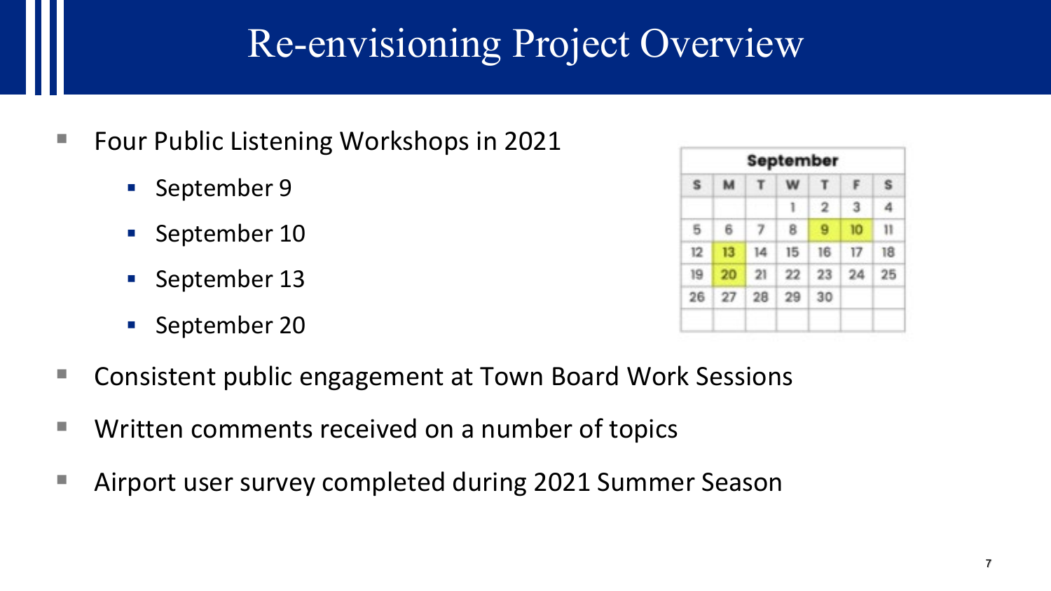# Re-envisioning Project Overview

- Four Public Listening Workshops in 2021
  - September 9
  - September 10
  - September 13
  - September 20
- Consistent public engagement at Town Board Work Sessions
- Written comments received on a number of topics
- Airport user survey completed during 2021 Summer Season

| September | | | | | | |
|---|---|---|---|---|---|---|
| S | M | T | W | T | F | S |
| | | | 1 | 2 | 3 | 4 |
| 5 | 6 | 7 | 8 | 9 | 10 | 11 |
| 12 | 13 | 14 | 15 | 16 | 17 | 18 |
| 19 | 20 | 21 | 22 | 23 | 24 | 25 |
| 26 | 27 | 28 | 29 | 30 | | |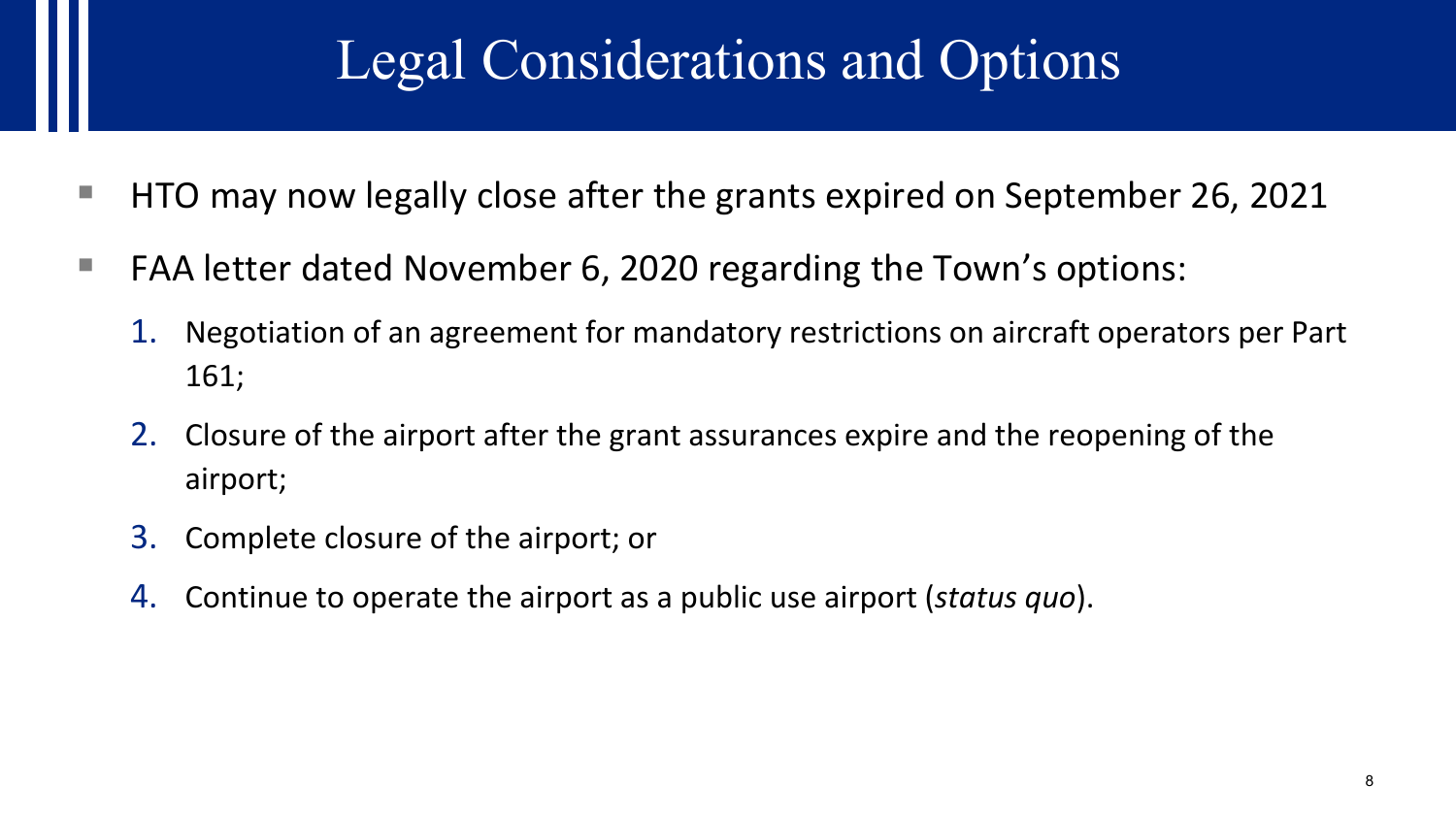# Legal Considerations and Options

- HTO may now legally close after the grants expired on September 26, 2021
- FAA letter dated November 6, 2020 regarding the Town's options:
  1. Negotiation of an agreement for mandatory restrictions on aircraft operators per Part 161;
  2. Closure of the airport after the grant assurances expire and the reopening of the airport;
  3. Complete closure of the airport; or
  4. Continue to operate the airport as a public use airport (*status quo*).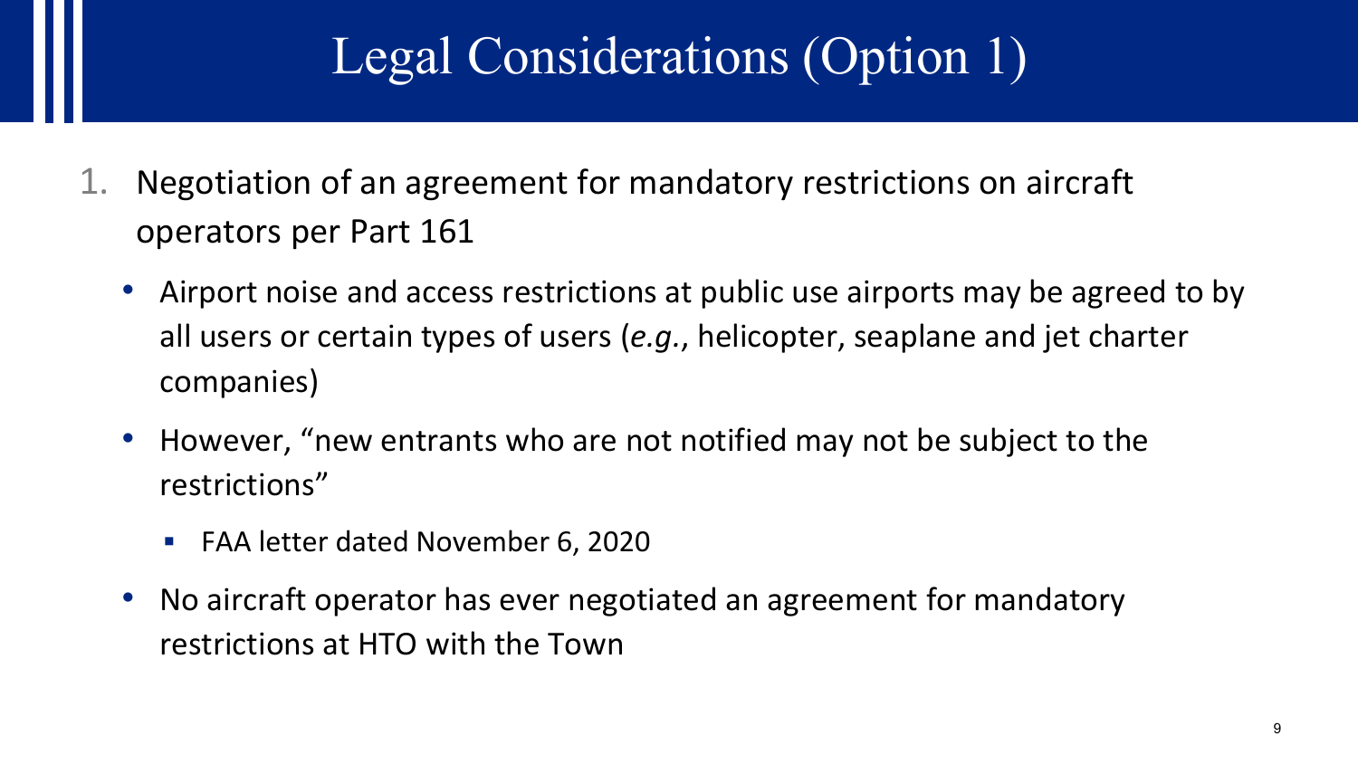# Legal Considerations (Option 1)

1. Negotiation of an agreement for mandatory restrictions on aircraft operators per Part 161
   - Airport noise and access restrictions at public use airports may be agreed to by all users or certain types of users (*e.g.*, helicopter, seaplane and jet charter companies)
   - However, "new entrants who are not notified may not be subject to the restrictions"
     - FAA letter dated November 6, 2020
   - No aircraft operator has ever negotiated an agreement for mandatory restrictions at HTO with the Town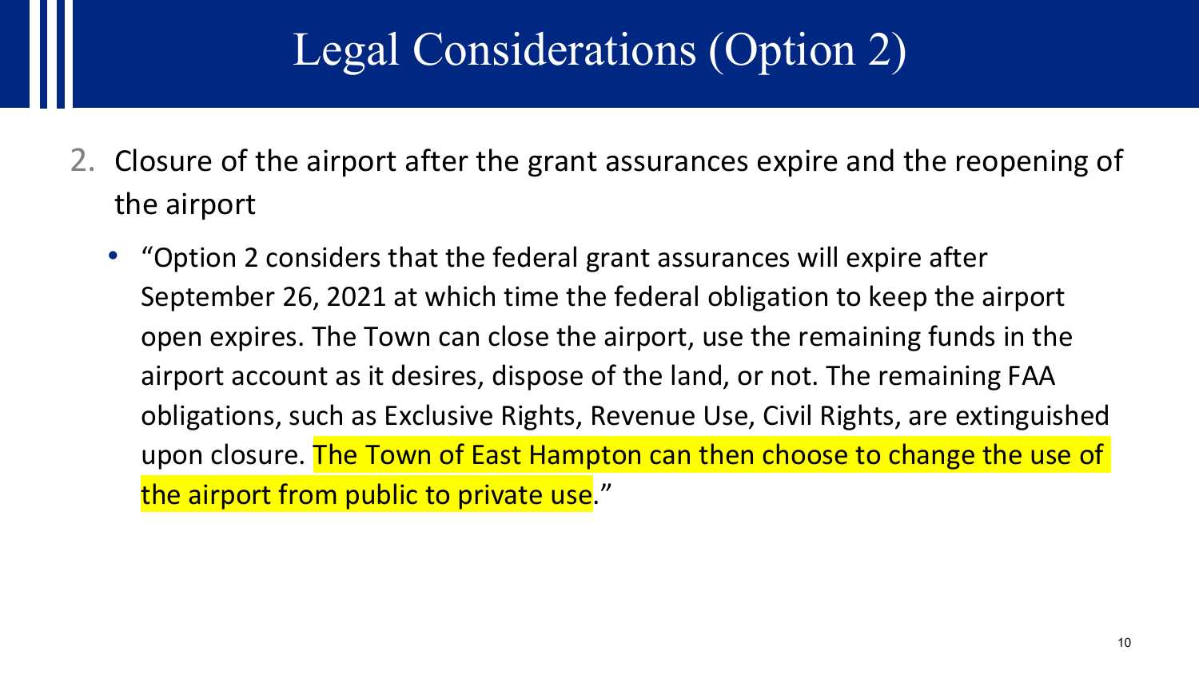# Legal Considerations (Option 2)

2. Closure of the airport after the grant assurances expire and the reopening of the airport

   - "Option 2 considers that the federal grant assurances will expire after September 26, 2021 at which time the federal obligation to keep the airport open expires. The Town can close the airport, use the remaining funds in the airport account as it desires, dispose of the land, or not. The remaining FAA obligations, such as Exclusive Rights, Revenue Use, Civil Rights, are extinguished upon closure. The Town of East Hampton can then choose to change the use of the airport from public to private use."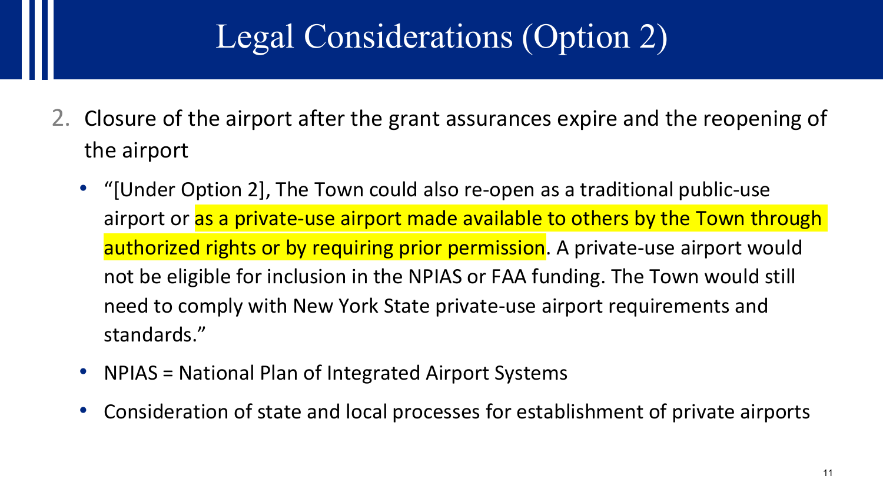# Legal Considerations (Option 2)

2. Closure of the airport after the grant assurances expire and the reopening of the airport

   - "[Under Option 2], The Town could also re-open as a traditional public-use airport or as a private-use airport made available to others by the Town through authorized rights or by requiring prior permission. A private-use airport would not be eligible for inclusion in the NPIAS or FAA funding. The Town would still need to comply with New York State private-use airport requirements and standards."
   - NPIAS = National Plan of Integrated Airport Systems
   - Consideration of state and local processes for establishment of private airports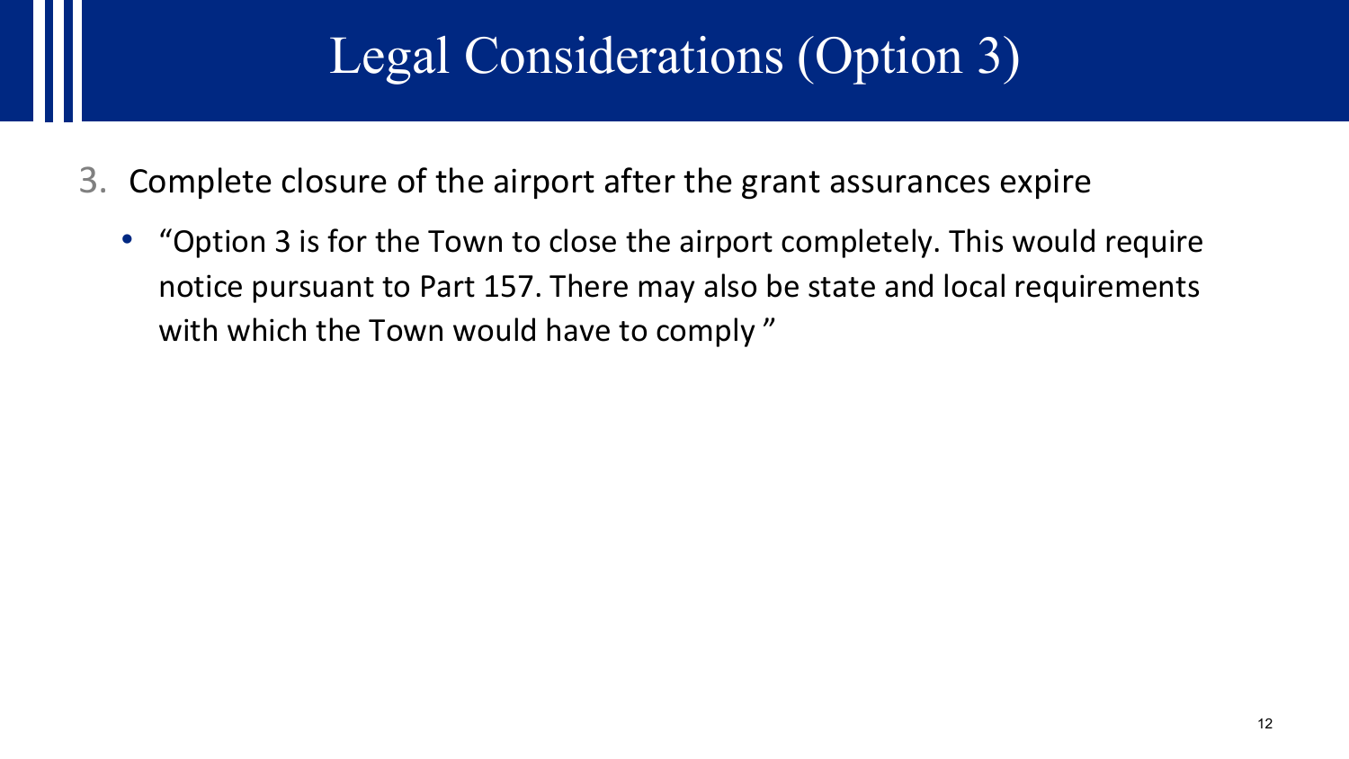# Legal Considerations (Option 3)

3. Complete closure of the airport after the grant assurances expire
   - "Option 3 is for the Town to close the airport completely. This would require notice pursuant to Part 157. There may also be state and local requirements with which the Town would have to comply "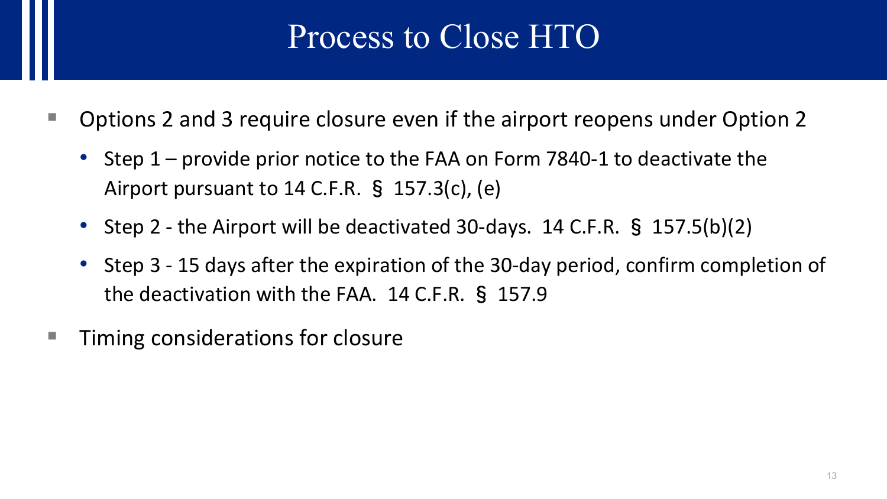# Process to Close HTO

- Options 2 and 3 require closure even if the airport reopens under Option 2
  - Step 1 – provide prior notice to the FAA on Form 7840-1 to deactivate the Airport pursuant to 14 C.F.R. § 157.3(c), (e)
  - Step 2 - the Airport will be deactivated 30-days. 14 C.F.R. § 157.5(b)(2)
  - Step 3 - 15 days after the expiration of the 30-day period, confirm completion of the deactivation with the FAA. 14 C.F.R. § 157.9
- Timing considerations for closure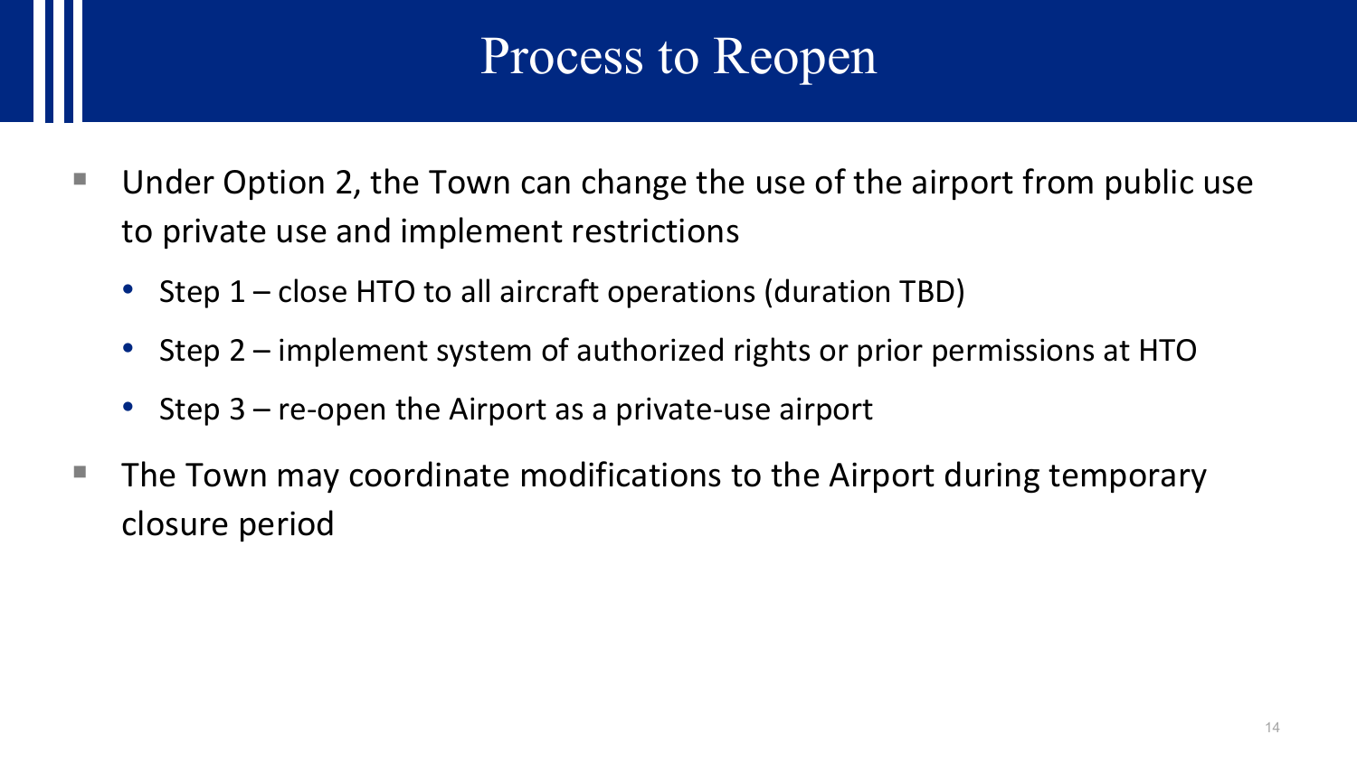# Process to Reopen

- Under Option 2, the Town can change the use of the airport from public use to private use and implement restrictions
  - Step 1 – close HTO to all aircraft operations (duration TBD)
  - Step 2 – implement system of authorized rights or prior permissions at HTO
  - Step 3 – re-open the Airport as a private-use airport
- The Town may coordinate modifications to the Airport during temporary closure period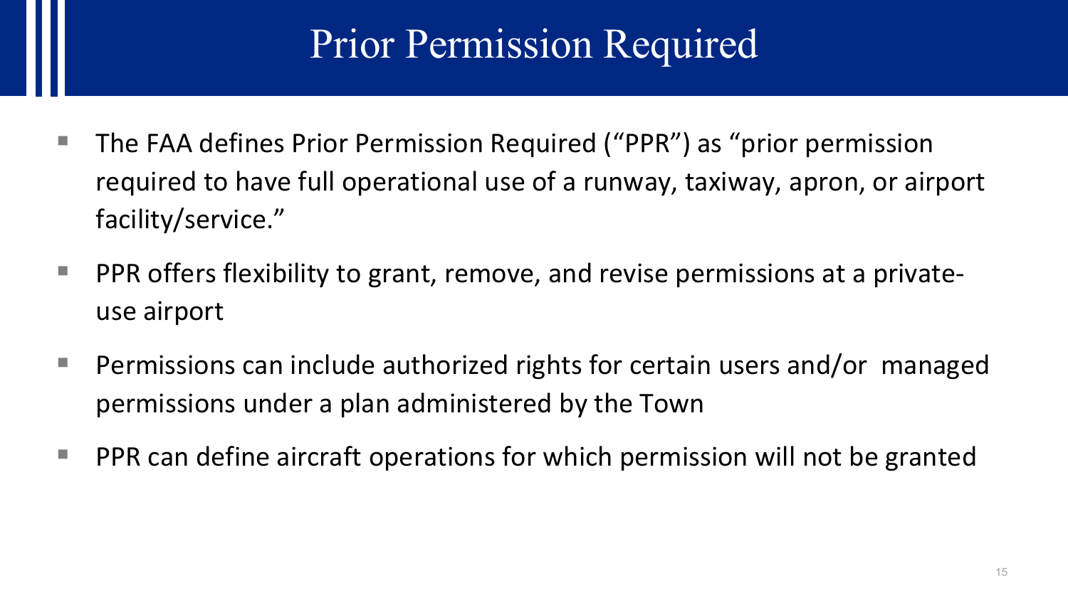# Prior Permission Required

- The FAA defines Prior Permission Required ("PPR") as "prior permission required to have full operational use of a runway, taxiway, apron, or airport facility/service."
- PPR offers flexibility to grant, remove, and revise permissions at a private-use airport
- Permissions can include authorized rights for certain users and/or managed permissions under a plan administered by the Town
- PPR can define aircraft operations for which permission will not be granted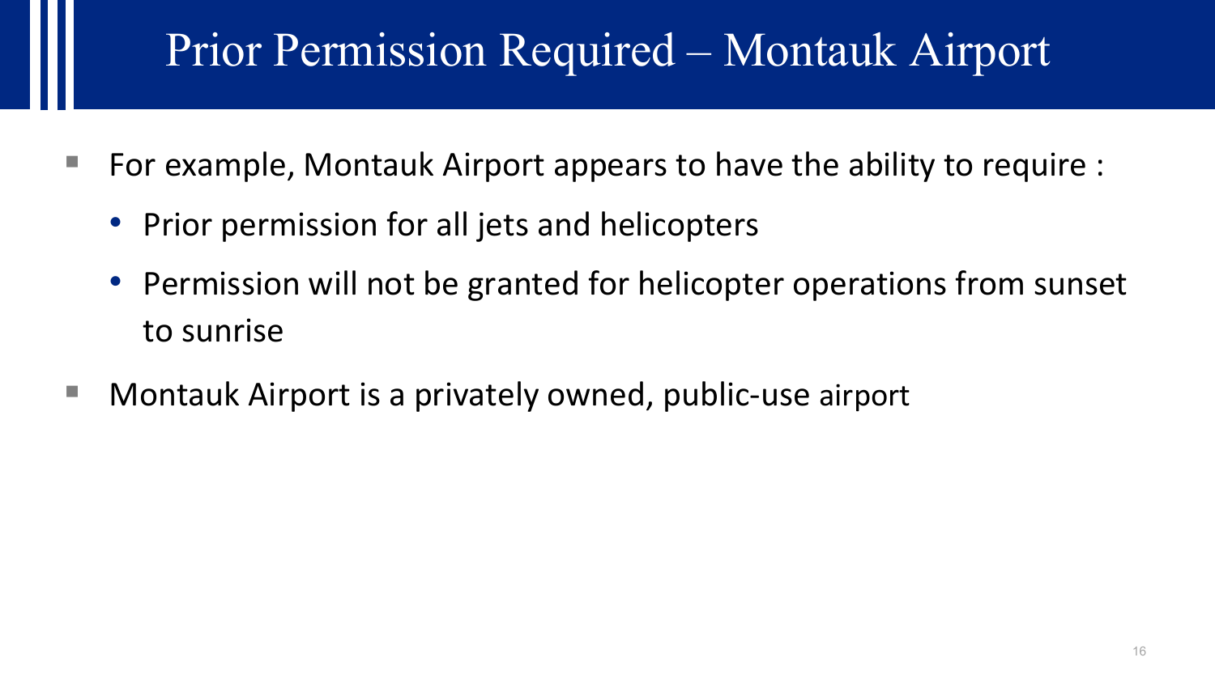# Prior Permission Required – Montauk Airport

- For example, Montauk Airport appears to have the ability to require :
  - Prior permission for all jets and helicopters
  - Permission will not be granted for helicopter operations from sunset to sunrise
- Montauk Airport is a privately owned, public-use airport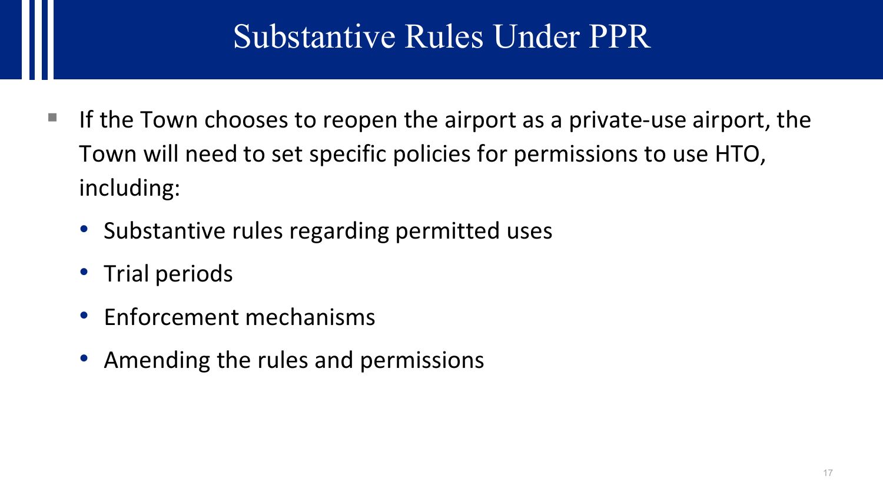# Substantive Rules Under PPR

- If the Town chooses to reopen the airport as a private-use airport, the Town will need to set specific policies for permissions to use HTO, including:
  - Substantive rules regarding permitted uses
  - Trial periods
  - Enforcement mechanisms
  - Amending the rules and permissions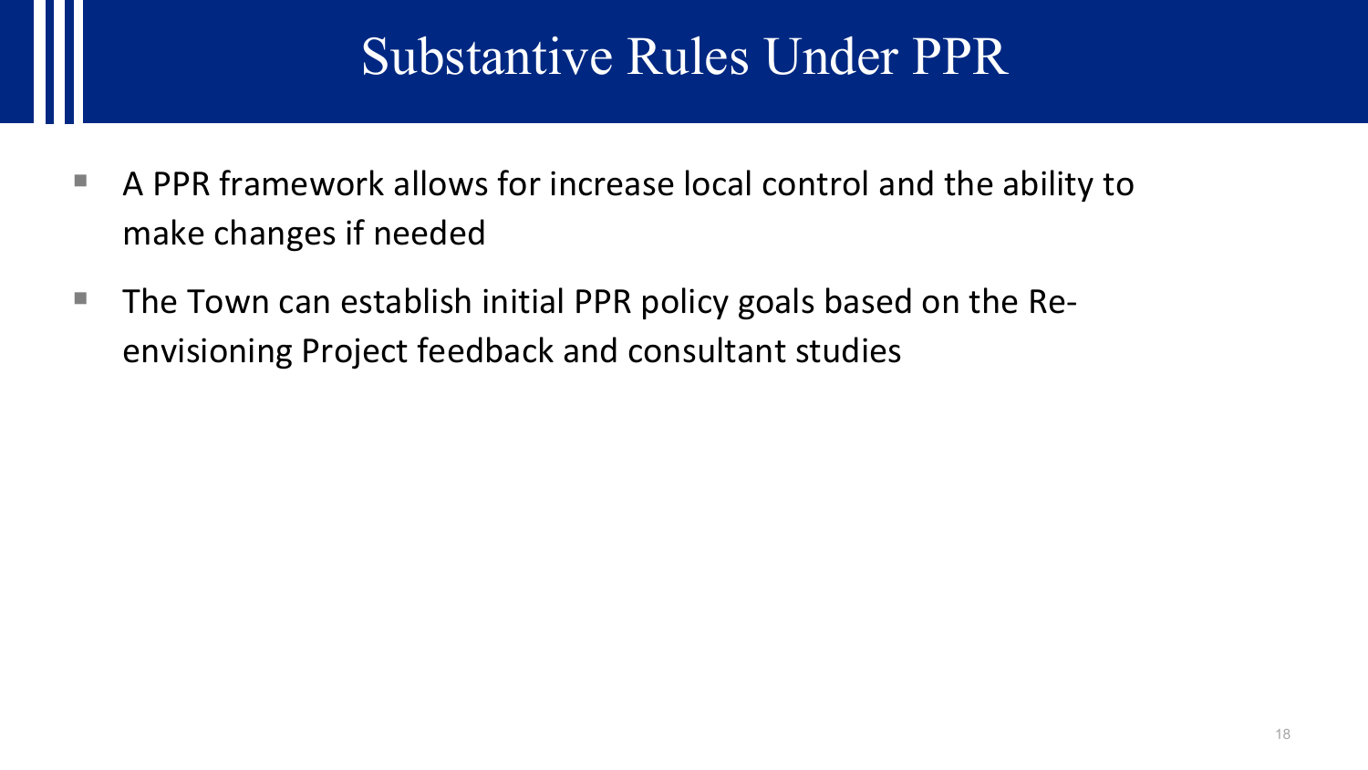# Substantive Rules Under PPR

- A PPR framework allows for increase local control and the ability to make changes if needed
- The Town can establish initial PPR policy goals based on the Re-envisioning Project feedback and consultant studies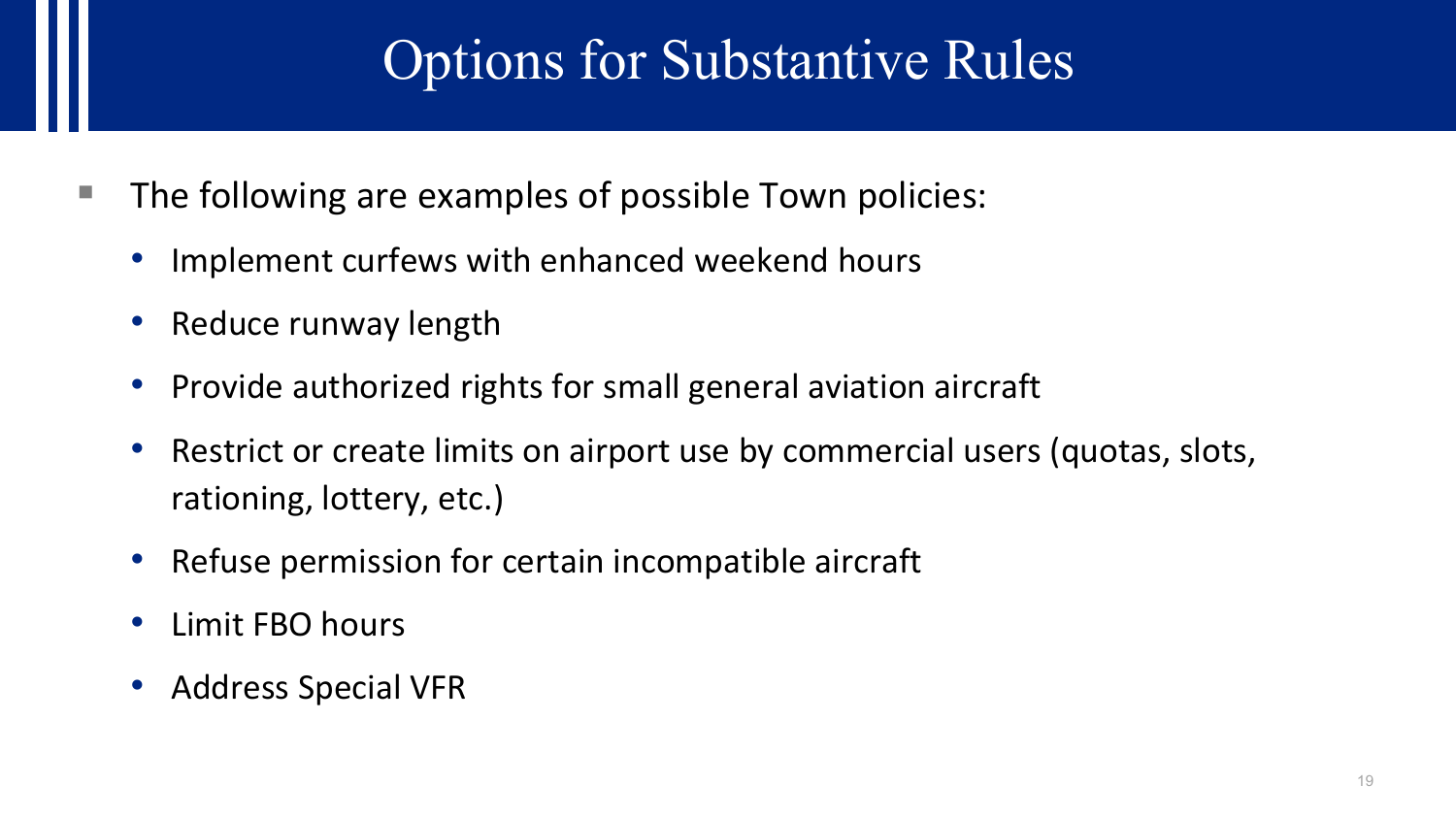# Options for Substantive Rules

- The following are examples of possible Town policies:
  - Implement curfews with enhanced weekend hours
  - Reduce runway length
  - Provide authorized rights for small general aviation aircraft
  - Restrict or create limits on airport use by commercial users (quotas, slots, rationing, lottery, etc.)
  - Refuse permission for certain incompatible aircraft
  - Limit FBO hours
  - Address Special VFR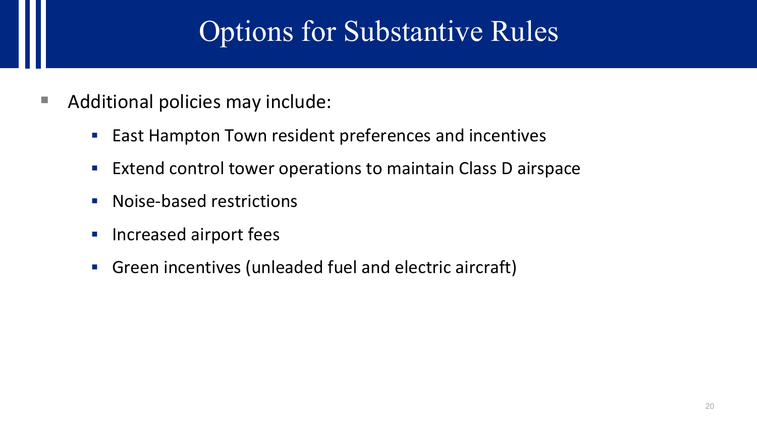# Options for Substantive Rules

- Additional policies may include:
  - East Hampton Town resident preferences and incentives
  - Extend control tower operations to maintain Class D airspace
  - Noise-based restrictions
  - Increased airport fees
  - Green incentives (unleaded fuel and electric aircraft)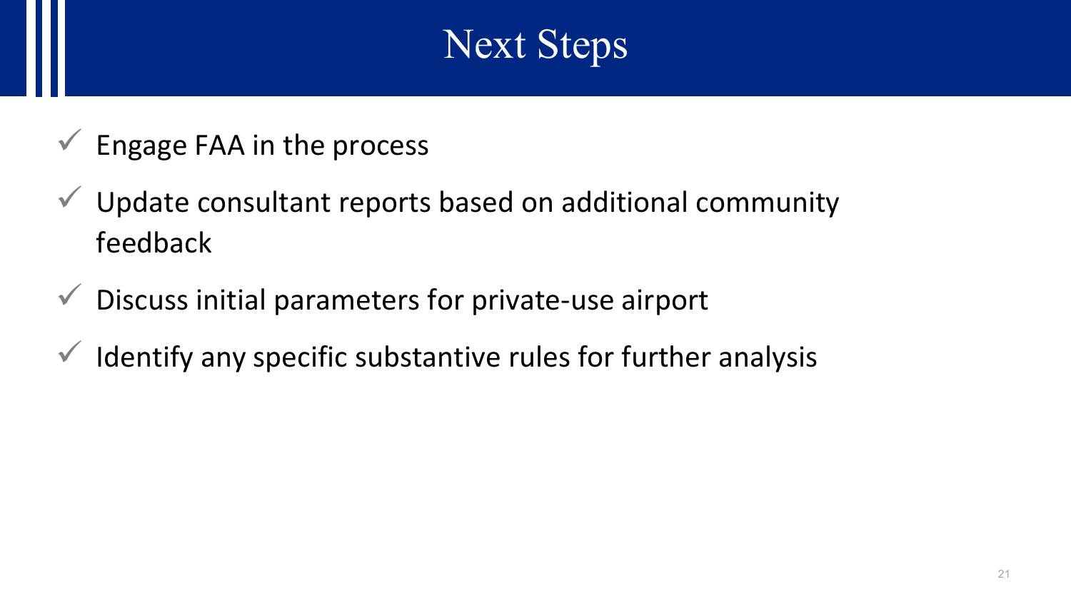# Next Steps

- ✓ Engage FAA in the process
- ✓ Update consultant reports based on additional community feedback
- ✓ Discuss initial parameters for private-use airport
- ✓ Identify any specific substantive rules for further analysis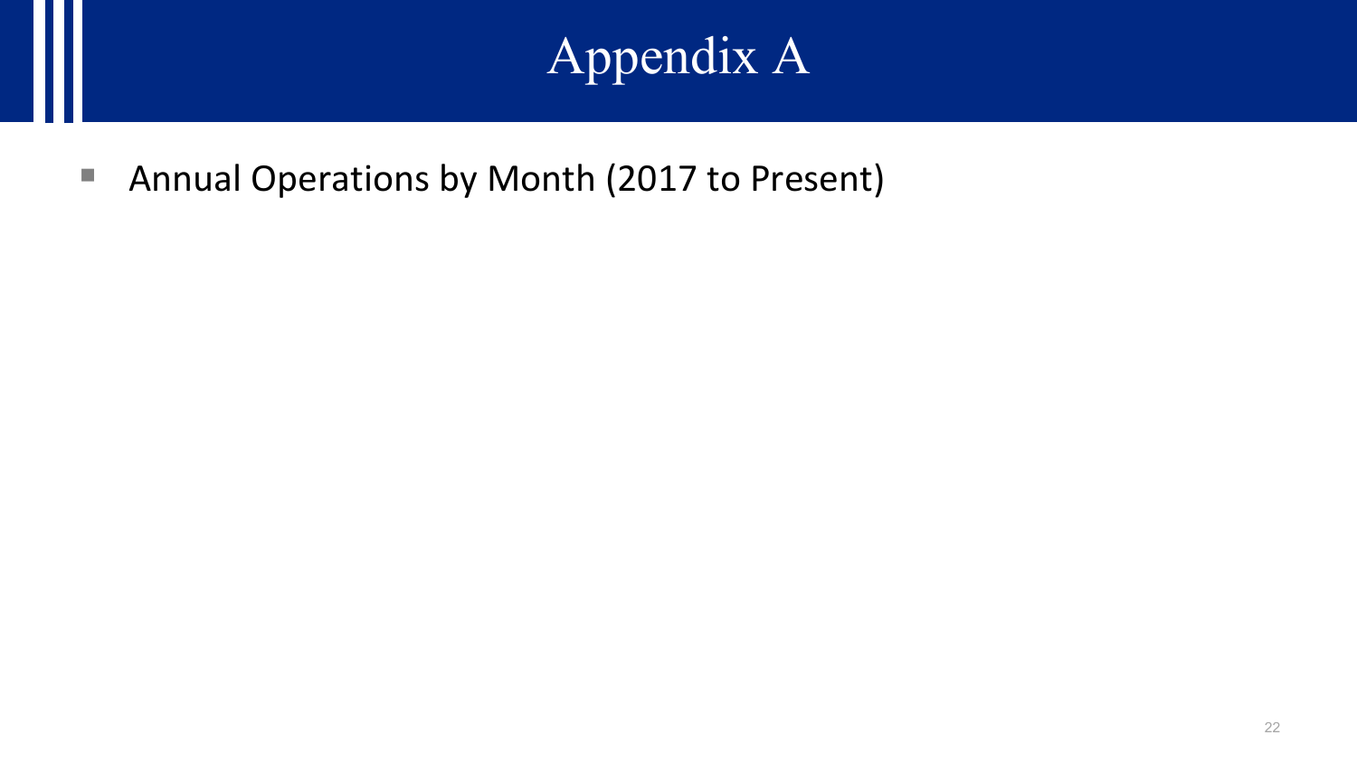# Appendix A

- Annual Operations by Month (2017 to Present)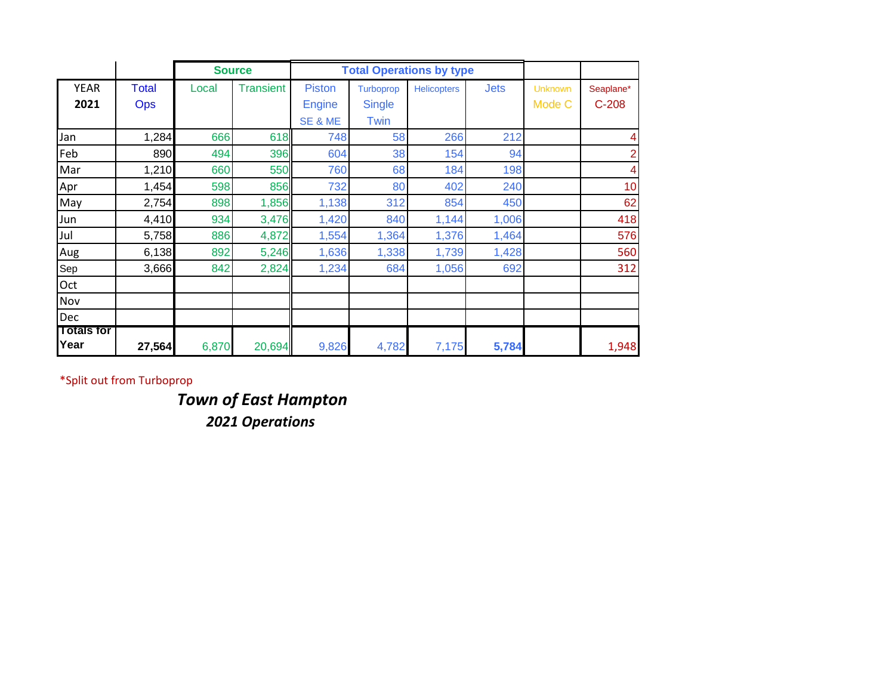| YEAR 2021 | Total Ops | Source | | Total Operations by type | | | | | |
|---|---|---|---|---|---|---|---|---|---|
| | | Local | Transient | Piston Engine SE & ME | Turboprop Single Twin | Helicopters | Jets | Unknown Mode C | Seaplane* C-208 |
| Jan | 1,284 | 666 | 618 | 748 | 58 | 266 | 212 | | 4 |
| Feb | 890 | 494 | 396 | 604 | 38 | 154 | 94 | | 2 |
| Mar | 1,210 | 660 | 550 | 760 | 68 | 184 | 198 | | 4 |
| Apr | 1,454 | 598 | 856 | 732 | 80 | 402 | 240 | | 10 |
| May | 2,754 | 898 | 1,856 | 1,138 | 312 | 854 | 450 | | 62 |
| Jun | 4,410 | 934 | 3,476 | 1,420 | 840 | 1,144 | 1,006 | | 418 |
| Jul | 5,758 | 886 | 4,872 | 1,554 | 1,364 | 1,376 | 1,464 | | 576 |
| Aug | 6,138 | 892 | 5,246 | 1,636 | 1,338 | 1,739 | 1,428 | | 560 |
| Sep | 3,666 | 842 | 2,824 | 1,234 | 684 | 1,056 | 692 | | 312 |
| Oct | | | | | | | | | |
| Nov | | | | | | | | | |
| Dec | | | | | | | | | |
| **Totals for Year** | **27,564** | 6,870 | 20,694 | 9,826 | 4,782 | 7,175 | **5,784** | | 1,948 |

*Split out from Turboprop

***Town of East Hampton***

***2021 Operations***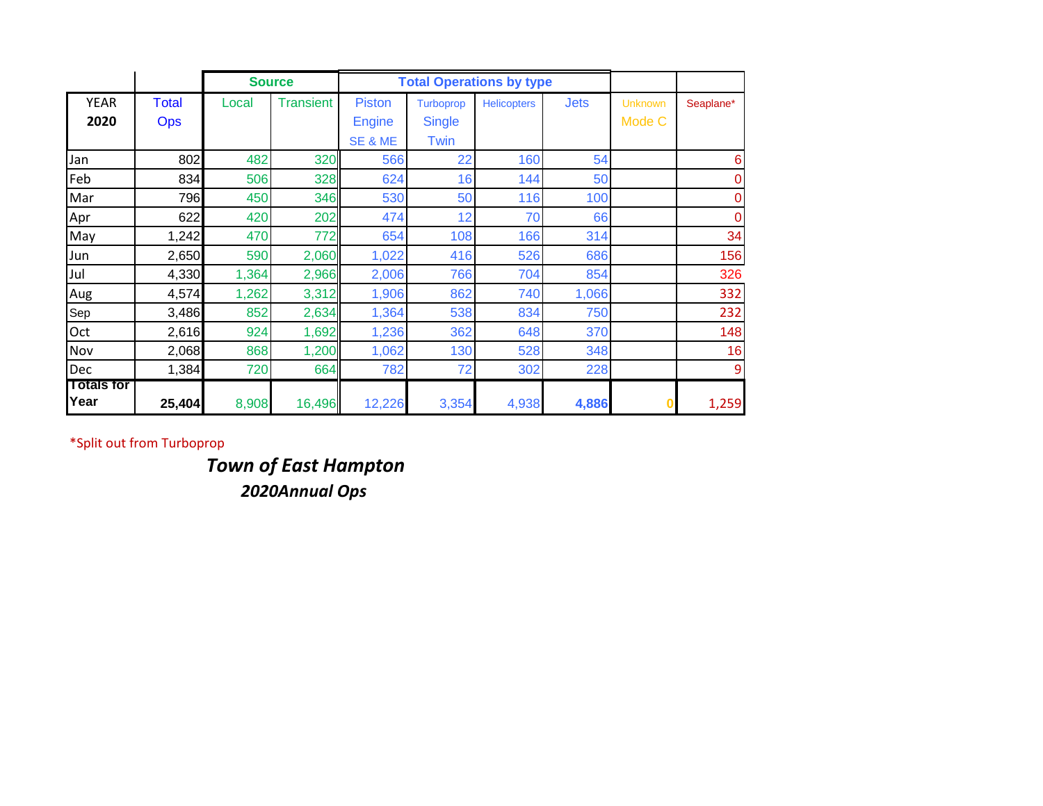| | | Source | | Total Operations by type | | | | | |
|---|---|---|---|---|---|---|---|---|---|
| YEAR 2020 | Total Ops | Local | Transient | Piston Engine SE & ME | Turboprop Single Twin | Helicopters | Jets | Unknown Mode C | Seaplane* |
| Jan | 802 | 482 | 320 | 566 | 22 | 160 | 54 | | 6 |
| Feb | 834 | 506 | 328 | 624 | 16 | 144 | 50 | | 0 |
| Mar | 796 | 450 | 346 | 530 | 50 | 116 | 100 | | 0 |
| Apr | 622 | 420 | 202 | 474 | 12 | 70 | 66 | | 0 |
| May | 1,242 | 470 | 772 | 654 | 108 | 166 | 314 | | 34 |
| Jun | 2,650 | 590 | 2,060 | 1,022 | 416 | 526 | 686 | | 156 |
| Jul | 4,330 | 1,364 | 2,966 | 2,006 | 766 | 704 | 854 | | 326 |
| Aug | 4,574 | 1,262 | 3,312 | 1,906 | 862 | 740 | 1,066 | | 332 |
| Sep | 3,486 | 852 | 2,634 | 1,364 | 538 | 834 | 750 | | 232 |
| Oct | 2,616 | 924 | 1,692 | 1,236 | 362 | 648 | 370 | | 148 |
| Nov | 2,068 | 868 | 1,200 | 1,062 | 130 | 528 | 348 | | 16 |
| Dec | 1,384 | 720 | 664 | 782 | 72 | 302 | 228 | | 9 |
| **Totals for Year** | **25,404** | 8,908 | 16,496 | 12,226 | 3,354 | 4,938 | **4,886** | **0** | 1,259 |

*Split out from Turboprop

***Town of East Hampton***

***2020Annual Ops***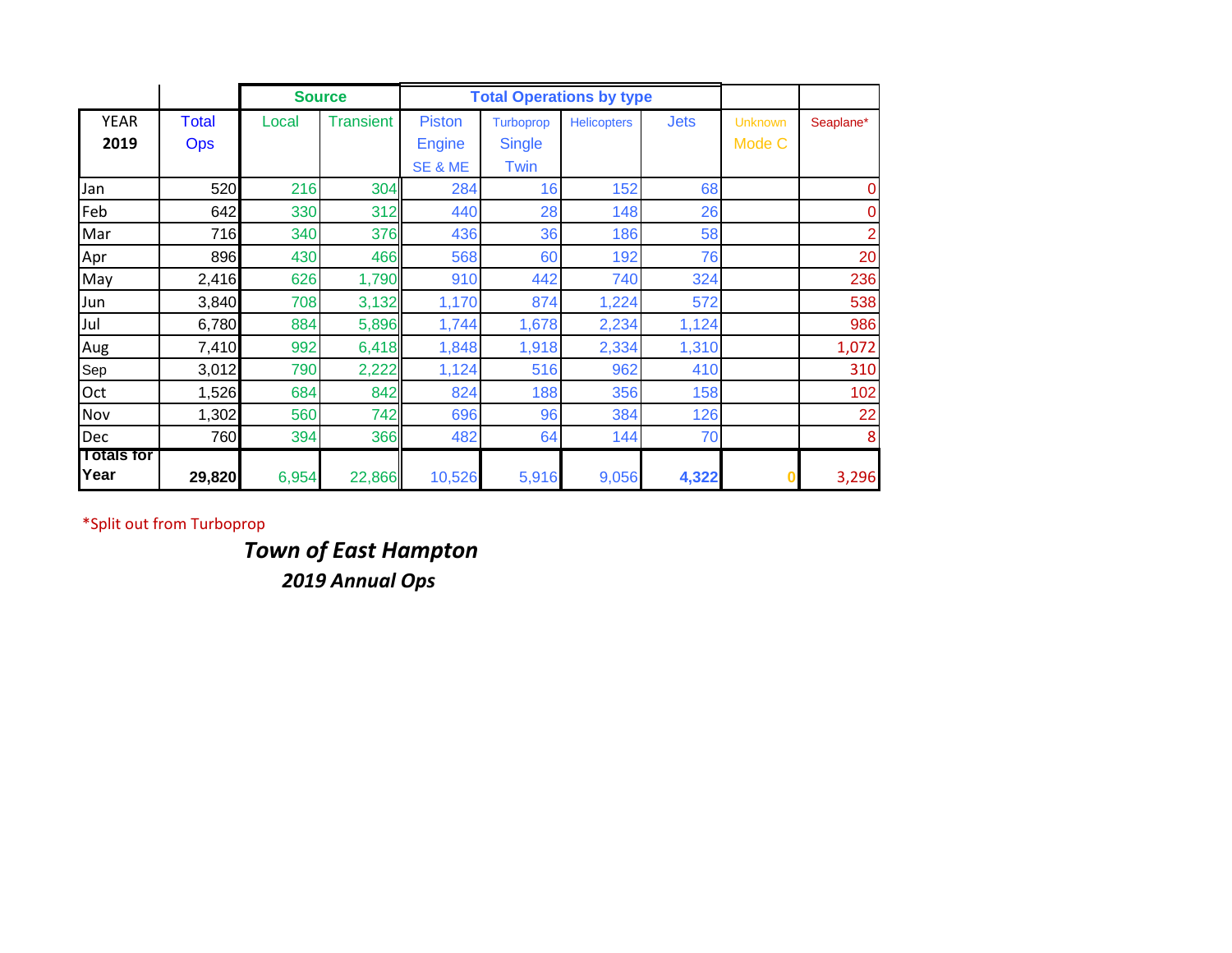| YEAR 2019 | Total Ops | Source | | Total Operations by type | | | | | |
|---|---|---|---|---|---|---|---|---|---|
| | | Local | Transient | Piston Engine SE & ME | Turboprop Single Twin | Helicopters | Jets | Unknown Mode C | Seaplane* |
| Jan | 520 | 216 | 304 | 284 | 16 | 152 | 68 | | 0 |
| Feb | 642 | 330 | 312 | 440 | 28 | 148 | 26 | | 0 |
| Mar | 716 | 340 | 376 | 436 | 36 | 186 | 58 | | 2 |
| Apr | 896 | 430 | 466 | 568 | 60 | 192 | 76 | | 20 |
| May | 2,416 | 626 | 1,790 | 910 | 442 | 740 | 324 | | 236 |
| Jun | 3,840 | 708 | 3,132 | 1,170 | 874 | 1,224 | 572 | | 538 |
| Jul | 6,780 | 884 | 5,896 | 1,744 | 1,678 | 2,234 | 1,124 | | 986 |
| Aug | 7,410 | 992 | 6,418 | 1,848 | 1,918 | 2,334 | 1,310 | | 1,072 |
| Sep | 3,012 | 790 | 2,222 | 1,124 | 516 | 962 | 410 | | 310 |
| Oct | 1,526 | 684 | 842 | 824 | 188 | 356 | 158 | | 102 |
| Nov | 1,302 | 560 | 742 | 696 | 96 | 384 | 126 | | 22 |
| Dec | 760 | 394 | 366 | 482 | 64 | 144 | 70 | | 8 |
| **Totals for Year** | **29,820** | 6,954 | 22,866 | 10,526 | 5,916 | 9,056 | **4,322** | **0** | 3,296 |

*Split out from Turboprop

***Town of East Hampton***

***2019 Annual Ops***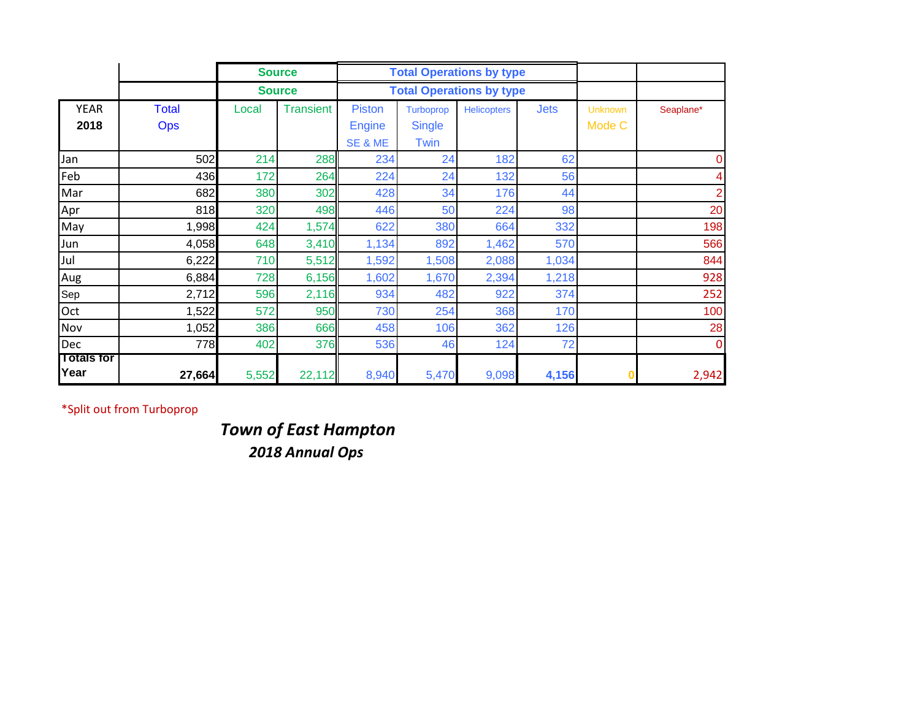| | | Source | | Total Operations by type | | | | | |
|---|---|---|---|---|---|---|---|---|---|
| | | Source | | Total Operations by type | | | | | |
| YEAR 2018 | Total Ops | Local | Transient | Piston Engine SE & ME | Turboprop Single Twin | Helicopters | Jets | Unknown Mode C | Seaplane* |
| Jan | 502 | 214 | 288 | 234 | 24 | 182 | 62 | | 0 |
| Feb | 436 | 172 | 264 | 224 | 24 | 132 | 56 | | 4 |
| Mar | 682 | 380 | 302 | 428 | 34 | 176 | 44 | | 2 |
| Apr | 818 | 320 | 498 | 446 | 50 | 224 | 98 | | 20 |
| May | 1,998 | 424 | 1,574 | 622 | 380 | 664 | 332 | | 198 |
| Jun | 4,058 | 648 | 3,410 | 1,134 | 892 | 1,462 | 570 | | 566 |
| Jul | 6,222 | 710 | 5,512 | 1,592 | 1,508 | 2,088 | 1,034 | | 844 |
| Aug | 6,884 | 728 | 6,156 | 1,602 | 1,670 | 2,394 | 1,218 | | 928 |
| Sep | 2,712 | 596 | 2,116 | 934 | 482 | 922 | 374 | | 252 |
| Oct | 1,522 | 572 | 950 | 730 | 254 | 368 | 170 | | 100 |
| Nov | 1,052 | 386 | 666 | 458 | 106 | 362 | 126 | | 28 |
| Dec | 778 | 402 | 376 | 536 | 46 | 124 | 72 | | 0 |
| **Totals for Year** | **27,664** | 5,552 | 22,112 | 8,940 | 5,470 | 9,098 | **4,156** | 0 | 2,942 |

*Split out from Turboprop

***Town of East Hampton***

***2018 Annual Ops***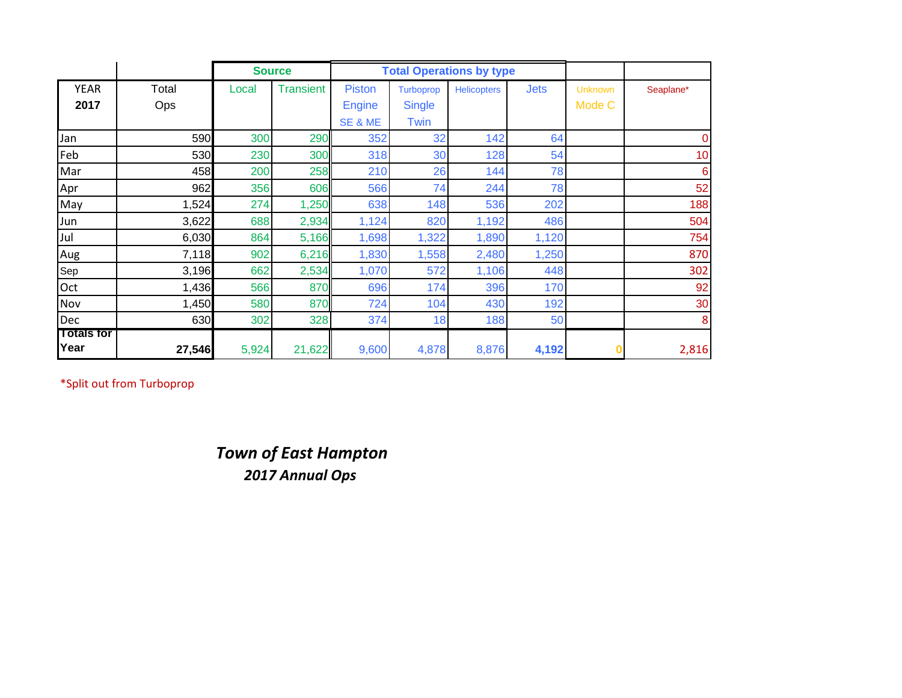| YEAR 2017 | Total Ops | Source | | Total Operations by type | | | | | |
|---|---|---|---|---|---|---|---|---|---|
| | | Local | Transient | Piston Engine SE & ME | Turboprop Single Twin | Helicopters | Jets | Unknown Mode C | Seaplane* |
| Jan | 590 | 300 | 290 | 352 | 32 | 142 | 64 | | 0 |
| Feb | 530 | 230 | 300 | 318 | 30 | 128 | 54 | | 10 |
| Mar | 458 | 200 | 258 | 210 | 26 | 144 | 78 | | 6 |
| Apr | 962 | 356 | 606 | 566 | 74 | 244 | 78 | | 52 |
| May | 1,524 | 274 | 1,250 | 638 | 148 | 536 | 202 | | 188 |
| Jun | 3,622 | 688 | 2,934 | 1,124 | 820 | 1,192 | 486 | | 504 |
| Jul | 6,030 | 864 | 5,166 | 1,698 | 1,322 | 1,890 | 1,120 | | 754 |
| Aug | 7,118 | 902 | 6,216 | 1,830 | 1,558 | 2,480 | 1,250 | | 870 |
| Sep | 3,196 | 662 | 2,534 | 1,070 | 572 | 1,106 | 448 | | 302 |
| Oct | 1,436 | 566 | 870 | 696 | 174 | 396 | 170 | | 92 |
| Nov | 1,450 | 580 | 870 | 724 | 104 | 430 | 192 | | 30 |
| Dec | 630 | 302 | 328 | 374 | 18 | 188 | 50 | | 8 |
| **Totals for Year** | **27,546** | 5,924 | 21,622 | 9,600 | 4,878 | 8,876 | **4,192** | 0 | 2,816 |

*Split out from Turboprop

***Town of East Hampton***
***2017 Annual Ops***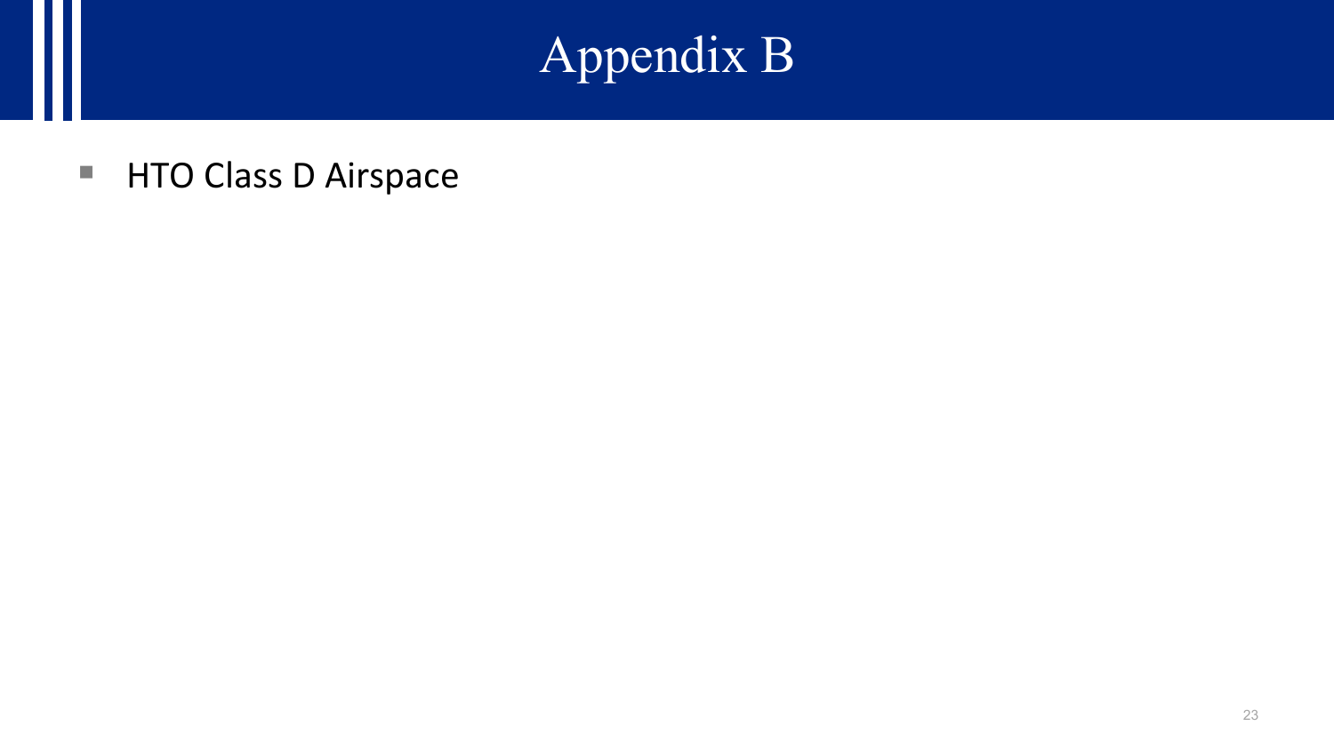# Appendix B

- HTO Class D Airspace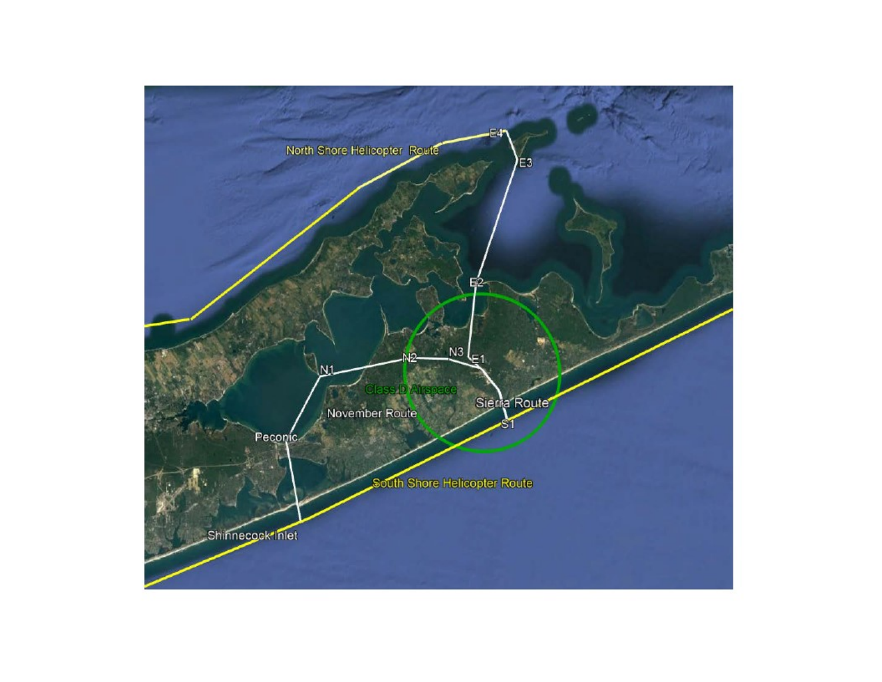North Shore Helicopter Route

E4

E3

E2

N1

N2

N3

E1

Class D Airspace

November Route

Sierra Route

S1

Peconic

South Shore Helicopter Route

Shinnecock Inlet